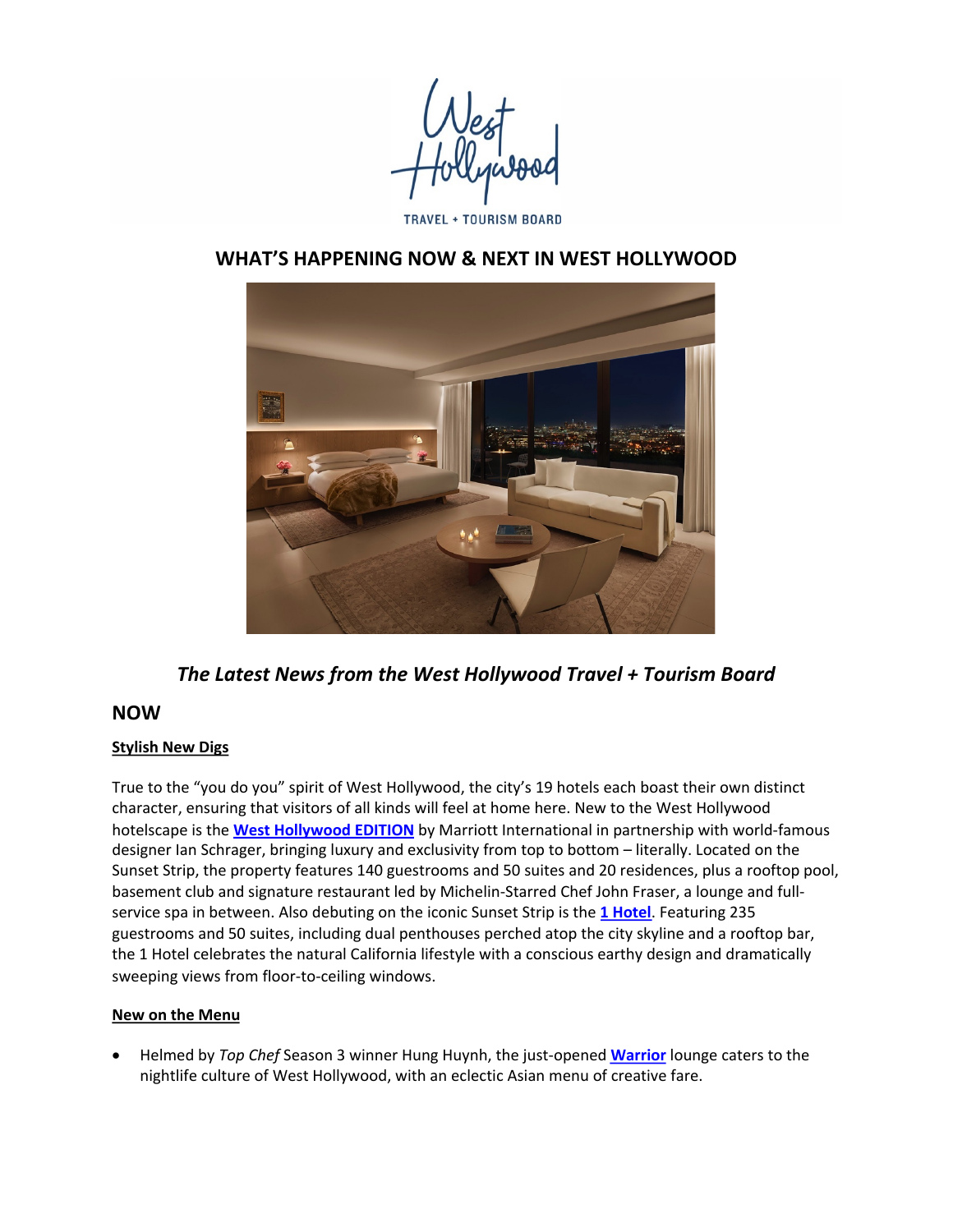WEST HOLLYWOOD TRAVEL + TOURISM BOARD

# WHAT'S HAPPENING NOW & NEXT IN WEST HOLLYWOOD

***The Latest News from the West Hollywood Travel + Tourism Board***

## NOW

### Stylish New Digs

True to the "you do you" spirit of West Hollywood, the city's 19 hotels each boast their own distinct character, ensuring that visitors of all kinds will feel at home here. New to the West Hollywood hotelscape is the **West Hollywood EDITION** by Marriott International in partnership with world-famous designer Ian Schrager, bringing luxury and exclusivity from top to bottom – literally. Located on the Sunset Strip, the property features 140 guestrooms and 50 suites and 20 residences, plus a rooftop pool, basement club and signature restaurant led by Michelin-Starred Chef John Fraser, a lounge and full-service spa in between. Also debuting on the iconic Sunset Strip is the **1 Hotel**. Featuring 235 guestrooms and 50 suites, including dual penthouses perched atop the city skyline and a rooftop bar, the 1 Hotel celebrates the natural California lifestyle with a conscious earthy design and dramatically sweeping views from floor-to-ceiling windows.

### New on the Menu

- Helmed by *Top Chef* Season 3 winner Hung Huynh, the just-opened **Warrior** lounge caters to the nightlife culture of West Hollywood, with an eclectic Asian menu of creative fare.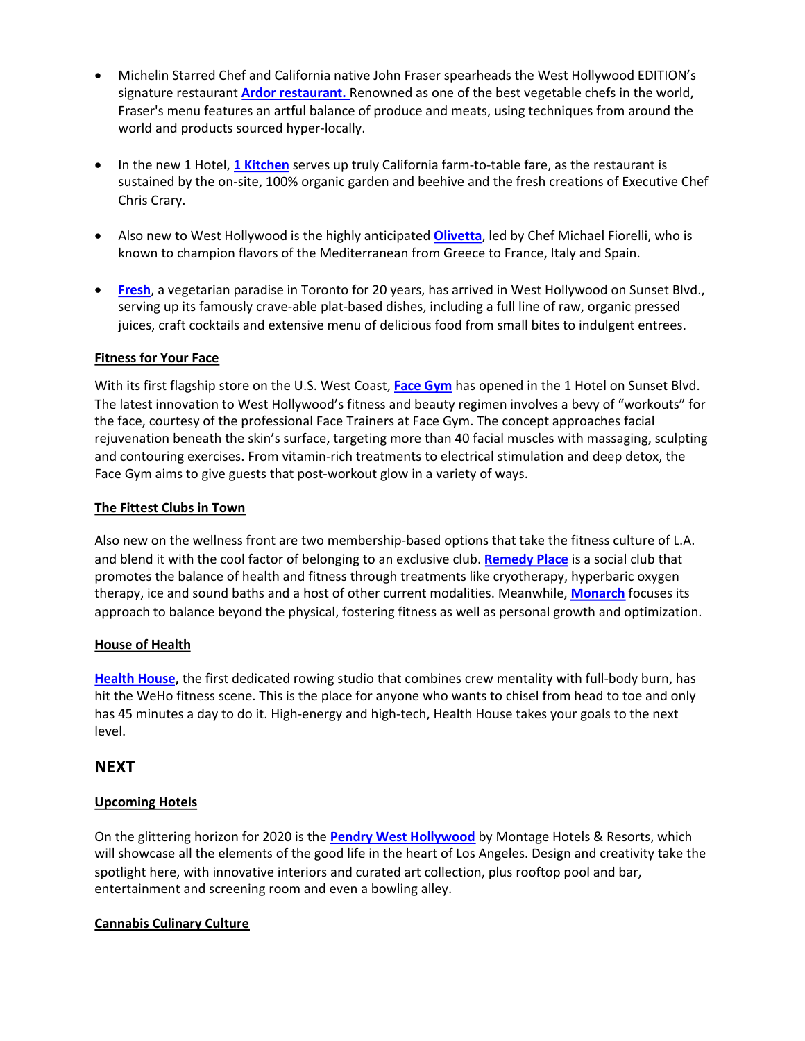- Michelin Starred Chef and California native John Fraser spearheads the West Hollywood EDITION's signature restaurant **Ardor restaurant.** Renowned as one of the best vegetable chefs in the world, Fraser's menu features an artful balance of produce and meats, using techniques from around the world and products sourced hyper-locally.

- In the new 1 Hotel, **1 Kitchen** serves up truly California farm-to-table fare, as the restaurant is sustained by the on-site, 100% organic garden and beehive and the fresh creations of Executive Chef Chris Crary.

- Also new to West Hollywood is the highly anticipated **Olivetta**, led by Chef Michael Fiorelli, who is known to champion flavors of the Mediterranean from Greece to France, Italy and Spain.

- **Fresh**, a vegetarian paradise in Toronto for 20 years, has arrived in West Hollywood on Sunset Blvd., serving up its famously crave-able plat-based dishes, including a full line of raw, organic pressed juices, craft cocktails and extensive menu of delicious food from small bites to indulgent entrees.

**Fitness for Your Face**

With its first flagship store on the U.S. West Coast, **Face Gym** has opened in the 1 Hotel on Sunset Blvd. The latest innovation to West Hollywood's fitness and beauty regimen involves a bevy of "workouts" for the face, courtesy of the professional Face Trainers at Face Gym. The concept approaches facial rejuvenation beneath the skin's surface, targeting more than 40 facial muscles with massaging, sculpting and contouring exercises. From vitamin-rich treatments to electrical stimulation and deep detox, the Face Gym aims to give guests that post-workout glow in a variety of ways.

**The Fittest Clubs in Town**

Also new on the wellness front are two membership-based options that take the fitness culture of L.A. and blend it with the cool factor of belonging to an exclusive club. **Remedy Place** is a social club that promotes the balance of health and fitness through treatments like cryotherapy, hyperbaric oxygen therapy, ice and sound baths and a host of other current modalities. Meanwhile, **Monarch** focuses its approach to balance beyond the physical, fostering fitness as well as personal growth and optimization.

**House of Health**

**Health House,** the first dedicated rowing studio that combines crew mentality with full-body burn, has hit the WeHo fitness scene. This is the place for anyone who wants to chisel from head to toe and only has 45 minutes a day to do it. High-energy and high-tech, Health House takes your goals to the next level.

## NEXT

**Upcoming Hotels**

On the glittering horizon for 2020 is the **Pendry West Hollywood** by Montage Hotels & Resorts, which will showcase all the elements of the good life in the heart of Los Angeles. Design and creativity take the spotlight here, with innovative interiors and curated art collection, plus rooftop pool and bar, entertainment and screening room and even a bowling alley.

**Cannabis Culinary Culture**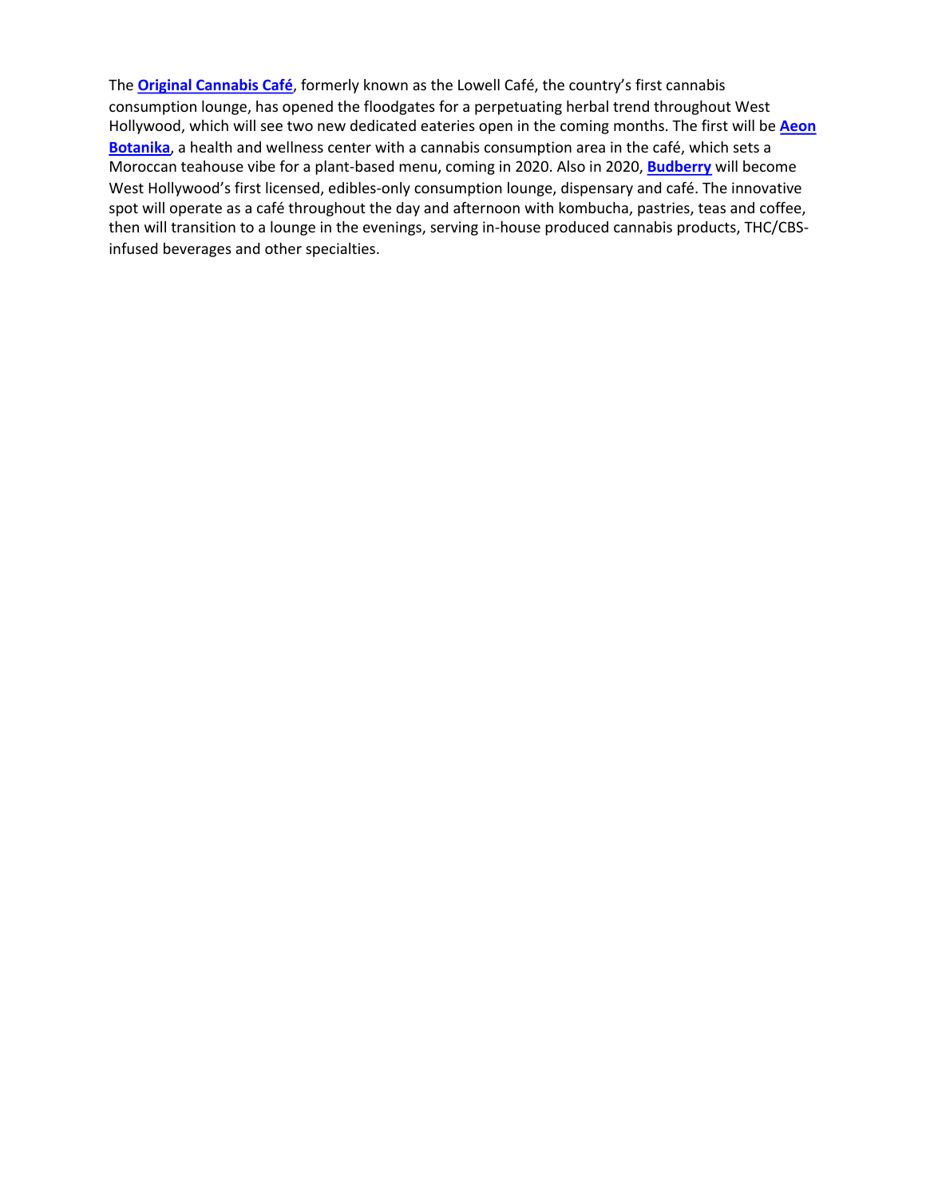The **Original Cannabis Café**, formerly known as the Lowell Café, the country's first cannabis consumption lounge, has opened the floodgates for a perpetuating herbal trend throughout West Hollywood, which will see two new dedicated eateries open in the coming months. The first will be **Aeon Botanika**, a health and wellness center with a cannabis consumption area in the café, which sets a Moroccan teahouse vibe for a plant-based menu, coming in 2020. Also in 2020, **Budberry** will become West Hollywood's first licensed, edibles-only consumption lounge, dispensary and café. The innovative spot will operate as a café throughout the day and afternoon with kombucha, pastries, teas and coffee, then will transition to a lounge in the evenings, serving in-house produced cannabis products, THC/CBS-infused beverages and other specialties.